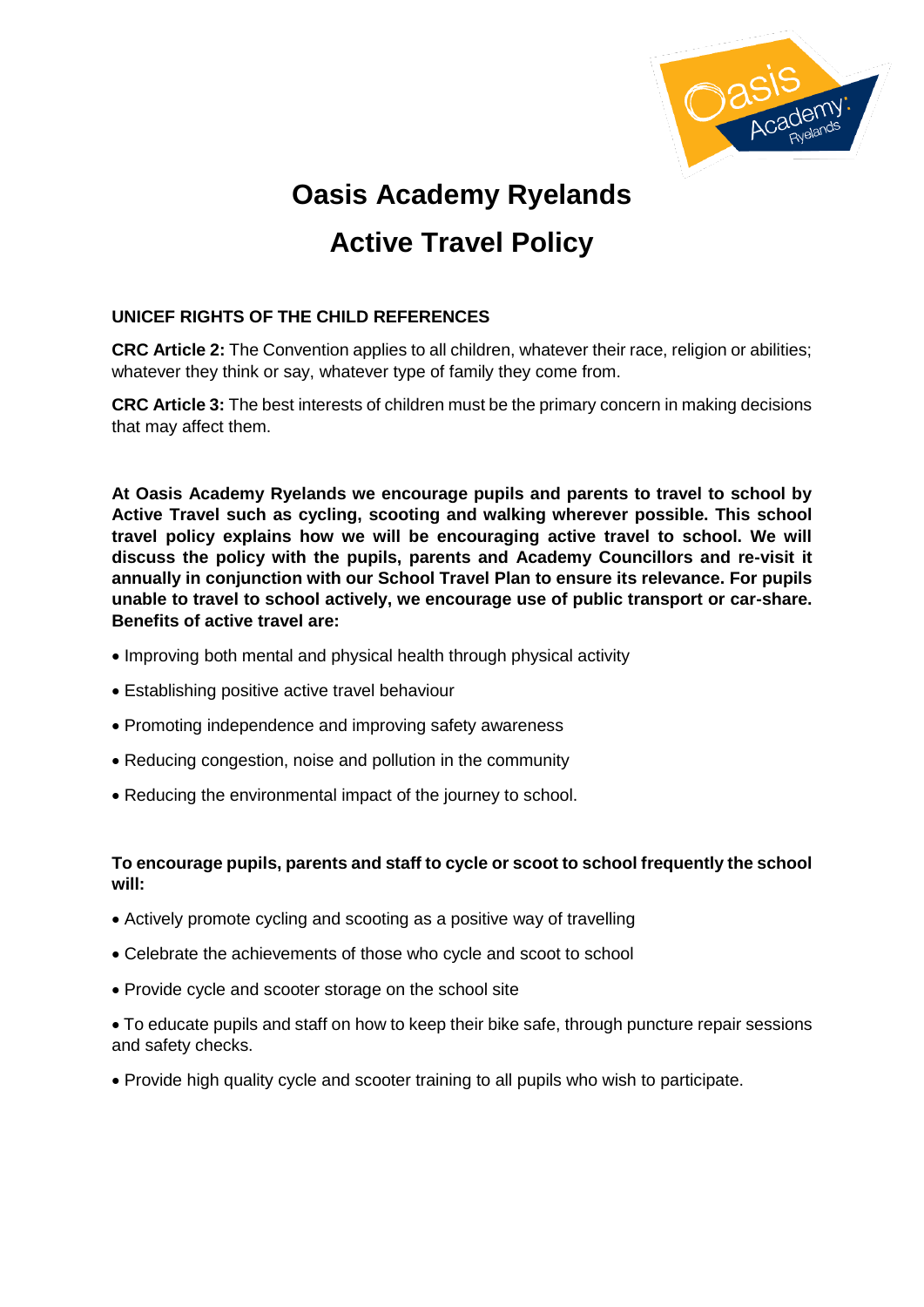# Oasis Academy Ryelands

# Active Travel Policy

**UNICEF RIGHTS OF THE CHILD REFERENCES**

**CRC Article 2:** The Convention applies to all children, whatever their race, religion or abilities; whatever they think or say, whatever type of family they come from.

**CRC Article 3:** The best interests of children must be the primary concern in making decisions that may affect them.

**At Oasis Academy Ryelands we encourage pupils and parents to travel to school by Active Travel such as cycling, scooting and walking wherever possible. This school travel policy explains how we will be encouraging active travel to school. We will discuss the policy with the pupils, parents and Academy Councillors and re-visit it annually in conjunction with our School Travel Plan to ensure its relevance. For pupils unable to travel to school actively, we encourage use of public transport or car-share. Benefits of active travel are:**

- Improving both mental and physical health through physical activity
- Establishing positive active travel behaviour
- Promoting independence and improving safety awareness
- Reducing congestion, noise and pollution in the community
- Reducing the environmental impact of the journey to school.

**To encourage pupils, parents and staff to cycle or scoot to school frequently the school will:**

- Actively promote cycling and scooting as a positive way of travelling
- Celebrate the achievements of those who cycle and scoot to school
- Provide cycle and scooter storage on the school site
- To educate pupils and staff on how to keep their bike safe, through puncture repair sessions and safety checks.
- Provide high quality cycle and scooter training to all pupils who wish to participate.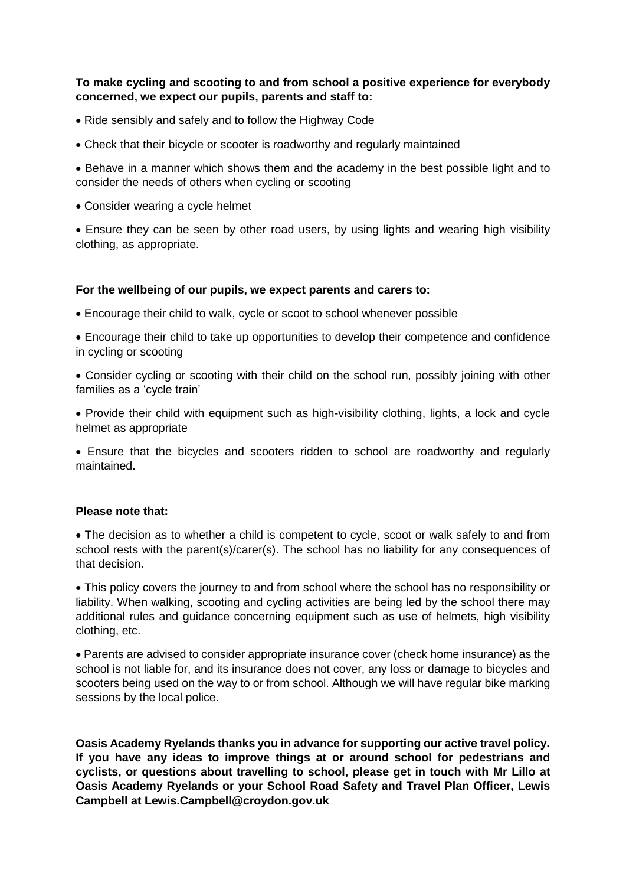**To make cycling and scooting to and from school a positive experience for everybody concerned, we expect our pupils, parents and staff to:**

- Ride sensibly and safely and to follow the Highway Code
- Check that their bicycle or scooter is roadworthy and regularly maintained
- Behave in a manner which shows them and the academy in the best possible light and to consider the needs of others when cycling or scooting
- Consider wearing a cycle helmet
- Ensure they can be seen by other road users, by using lights and wearing high visibility clothing, as appropriate.

**For the wellbeing of our pupils, we expect parents and carers to:**

- Encourage their child to walk, cycle or scoot to school whenever possible
- Encourage their child to take up opportunities to develop their competence and confidence in cycling or scooting
- Consider cycling or scooting with their child on the school run, possibly joining with other families as a 'cycle train'
- Provide their child with equipment such as high-visibility clothing, lights, a lock and cycle helmet as appropriate
- Ensure that the bicycles and scooters ridden to school are roadworthy and regularly maintained.

**Please note that:**

- The decision as to whether a child is competent to cycle, scoot or walk safely to and from school rests with the parent(s)/carer(s). The school has no liability for any consequences of that decision.
- This policy covers the journey to and from school where the school has no responsibility or liability. When walking, scooting and cycling activities are being led by the school there may additional rules and guidance concerning equipment such as use of helmets, high visibility clothing, etc.
- Parents are advised to consider appropriate insurance cover (check home insurance) as the school is not liable for, and its insurance does not cover, any loss or damage to bicycles and scooters being used on the way to or from school. Although we will have regular bike marking sessions by the local police.

**Oasis Academy Ryelands thanks you in advance for supporting our active travel policy. If you have any ideas to improve things at or around school for pedestrians and cyclists, or questions about travelling to school, please get in touch with Mr Lillo at Oasis Academy Ryelands or your School Road Safety and Travel Plan Officer, Lewis Campbell at Lewis.Campbell@croydon.gov.uk**